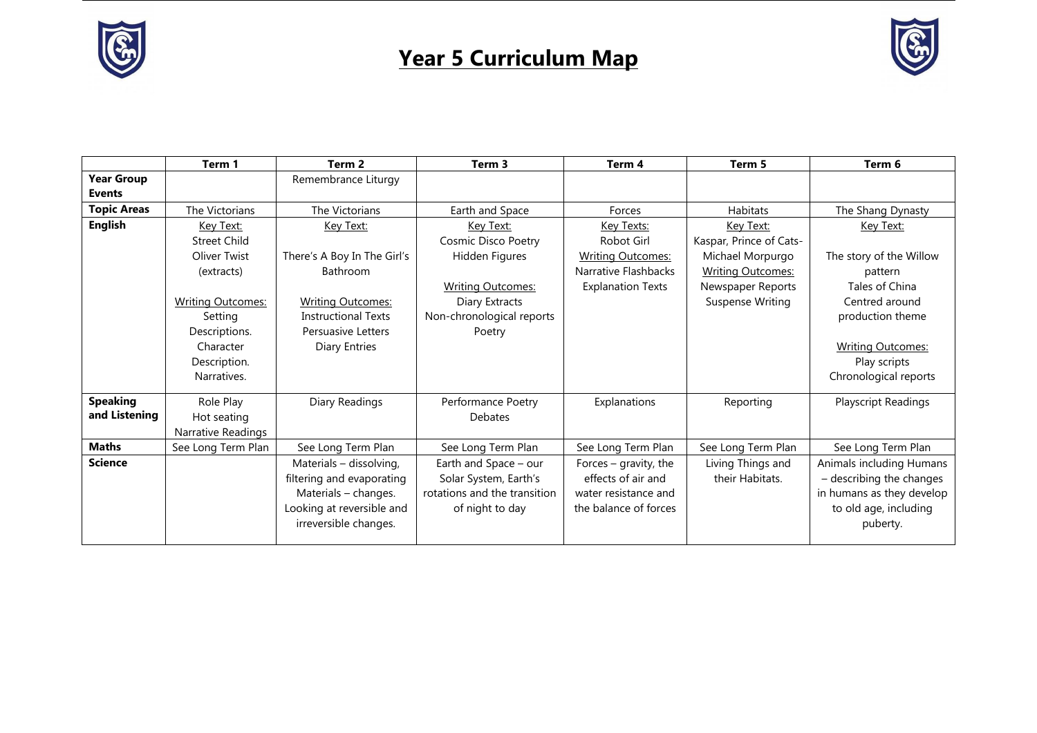# Year 5 Curriculum Map

| | Term 1 | Term 2 | Term 3 | Term 4 | Term 5 | Term 6 |
|---|---|---|---|---|---|---|
| **Year Group Events** | | Remembrance Liturgy | | | | |
| **Topic Areas** | The Victorians | The Victorians | Earth and Space | Forces | Habitats | The Shang Dynasty |
| **English** | Key Text:<br>Street Child<br>Oliver Twist (extracts)<br><br>Writing Outcomes:<br>Setting Descriptions.<br>Character Description.<br>Narratives. | Key Text:<br><br>There's A Boy In The Girl's Bathroom<br><br>Writing Outcomes:<br>Instructional Texts<br>Persuasive Letters<br>Diary Entries | Key Text:<br>Cosmic Disco Poetry<br>Hidden Figures<br><br>Writing Outcomes:<br>Diary Extracts<br>Non-chronological reports<br>Poetry | Key Texts:<br>Robot Girl<br>Writing Outcomes:<br>Narrative Flashbacks<br>Explanation Texts | Key Text:<br>Kaspar, Prince of Cats- Michael Morpurgo<br>Writing Outcomes:<br>Newspaper Reports<br>Suspense Writing | Key Text:<br><br>The story of the Willow pattern<br>Tales of China<br>Centred around production theme<br><br>Writing Outcomes:<br>Play scripts<br>Chronological reports |
| **Speaking and Listening** | Role Play<br>Hot seating<br>Narrative Readings | Diary Readings | Performance Poetry<br>Debates | Explanations | Reporting | Playscript Readings |
| **Maths** | See Long Term Plan | See Long Term Plan | See Long Term Plan | See Long Term Plan | See Long Term Plan | See Long Term Plan |
| **Science** | | Materials – dissolving, filtering and evaporating<br>Materials – changes. Looking at reversible and irreversible changes. | Earth and Space – our Solar System, Earth's rotations and the transition of night to day | Forces – gravity, the effects of air and water resistance and the balance of forces | Living Things and their Habitats. | Animals including Humans – describing the changes in humans as they develop to old age, including puberty. |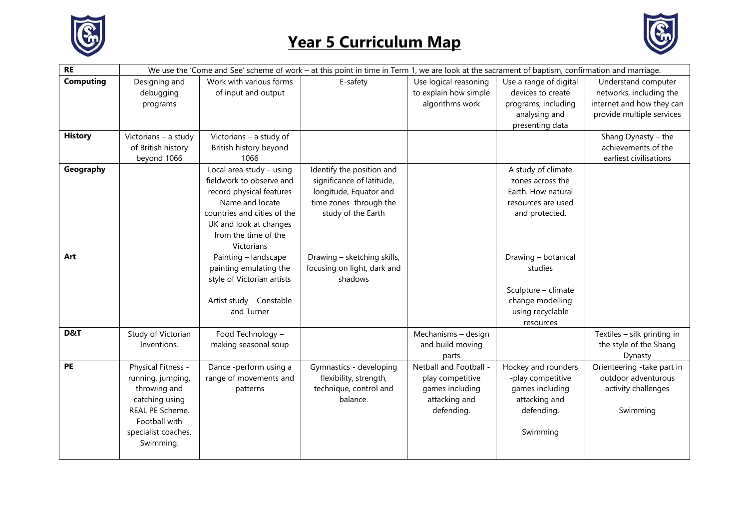# Year 5 Curriculum Map

| | | | | | | |
|---|---|---|---|---|---|---|
| **RE** | We use the 'Come and See' scheme of work – at this point in time in Term 1, we are look at the sacrament of baptism, confirmation and marriage. | | | | | |
| **Computing** | Designing and debugging programs | Work with various forms of input and output | E-safety | Use logical reasoning to explain how simple algorithms work | Use a range of digital devices to create programs, including analysing and presenting data | Understand computer networks, including the internet and how they can provide multiple services |
| **History** | Victorians – a study of British history beyond 1066 | Victorians – a study of British history beyond 1066 | | | | Shang Dynasty – the achievements of the earliest civilisations |
| **Geography** | | Local area study – using fieldwork to observe and record physical features Name and locate countries and cities of the UK and look at changes from the time of the Victorians | Identify the position and significance of latitude, longitude, Equator and time zones through the study of the Earth | | A study of climate zones across the Earth. How natural resources are used and protected. | |
| **Art** | | Painting – landscape painting emulating the style of Victorian artists<br><br>Artist study – Constable and Turner | Drawing – sketching skills, focusing on light, dark and shadows | | Drawing – botanical studies<br><br>Sculpture – climate change modelling using recyclable resources | |
| **D&T** | Study of Victorian Inventions. | Food Technology – making seasonal soup | | Mechanisms – design and build moving parts | | Textiles – silk printing in the style of the Shang Dynasty |
| **PE** | Physical Fitness - running, jumping, throwing and catching using REAL PE Scheme. Football with specialist coaches. Swimming. | Dance -perform using a range of movements and patterns | Gymnastics - developing flexibility, strength, technique, control and balance. | Netball and Football - play competitive games including attacking and defending. | Hockey and rounders -play competitive games including attacking and defending.<br><br>Swimming | Orienteering -take part in outdoor adventurous activity challenges<br><br>Swimming |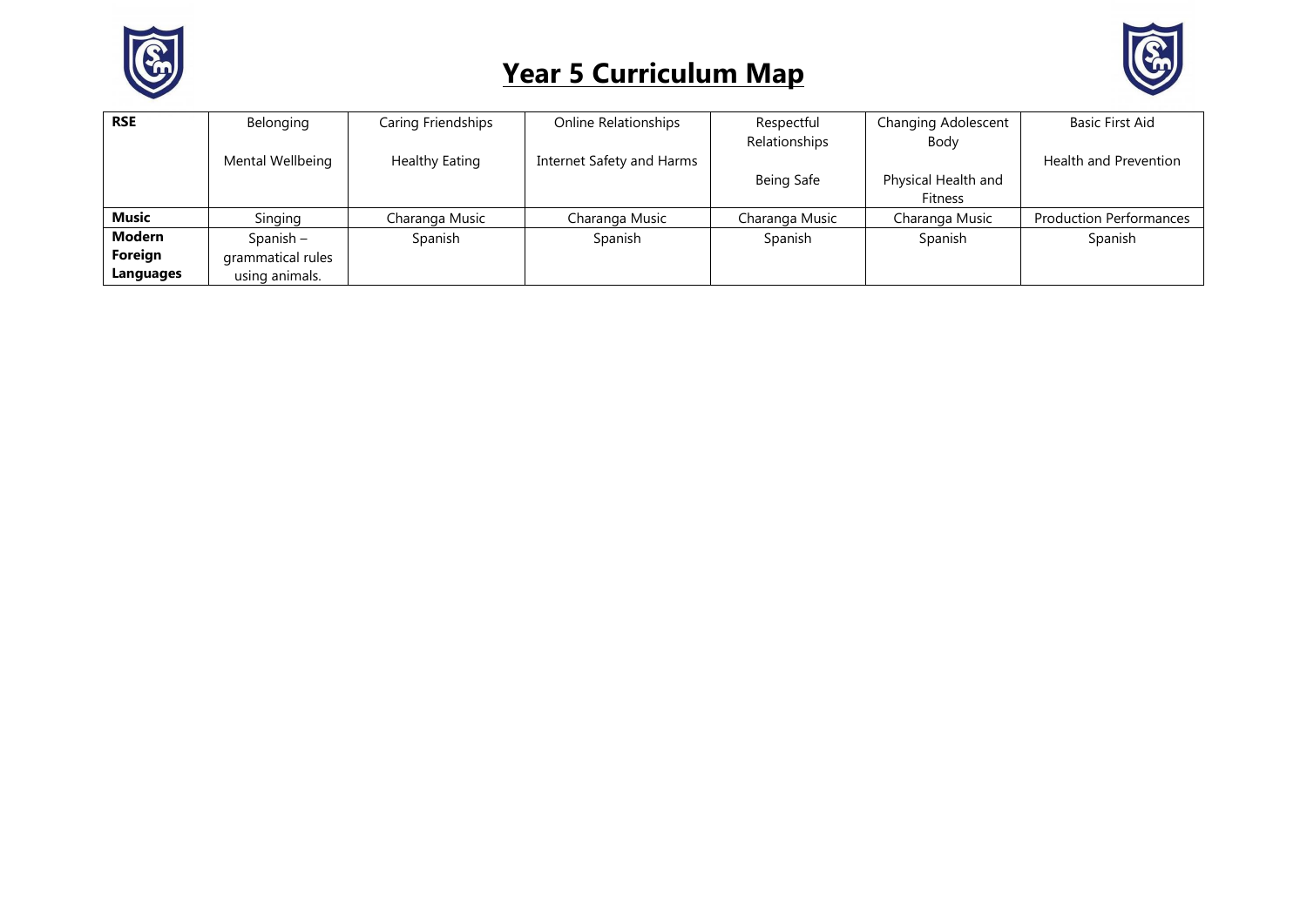# Year 5 Curriculum Map

| | | | | | | |
|---|---|---|---|---|---|---|
| **RSE** | Belonging<br><br>Mental Wellbeing | Caring Friendships<br><br>Healthy Eating | Online Relationships<br><br>Internet Safety and Harms | Respectful Relationships<br><br>Being Safe | Changing Adolescent Body<br><br>Physical Health and Fitness | Basic First Aid<br><br>Health and Prevention |
| **Music** | Singing | Charanga Music | Charanga Music | Charanga Music | Charanga Music | Production Performances |
| **Modern Foreign Languages** | Spanish – grammatical rules using animals. | Spanish | Spanish | Spanish | Spanish | Spanish |